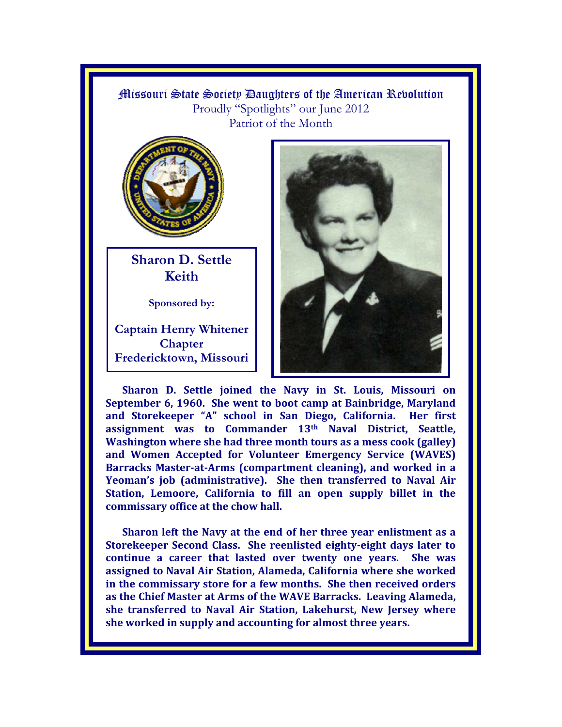# Missouri State Society Daughters of the American Revolution

Proudly "Spotlights" our June 2012
Patriot of the Month

## Sharon D. Settle Keith

**Sponsored by:**

**Captain Henry Whitener Chapter
Fredericktown, Missouri**

**Sharon D. Settle joined the Navy in St. Louis, Missouri on September 6, 1960. She went to boot camp at Bainbridge, Maryland and Storekeeper "A" school in San Diego, California. Her first assignment was to Commander 13th Naval District, Seattle, Washington where she had three month tours as a mess cook (galley) and Women Accepted for Volunteer Emergency Service (WAVES) Barracks Master-at-Arms (compartment cleaning), and worked in a Yeoman's job (administrative). She then transferred to Naval Air Station, Lemoore, California to fill an open supply billet in the commissary office at the chow hall.**

**Sharon left the Navy at the end of her three year enlistment as a Storekeeper Second Class. She reenlisted eighty-eight days later to continue a career that lasted over twenty one years. She was assigned to Naval Air Station, Alameda, California where she worked in the commissary store for a few months. She then received orders as the Chief Master at Arms of the WAVE Barracks. Leaving Alameda, she transferred to Naval Air Station, Lakehurst, New Jersey where she worked in supply and accounting for almost three years.**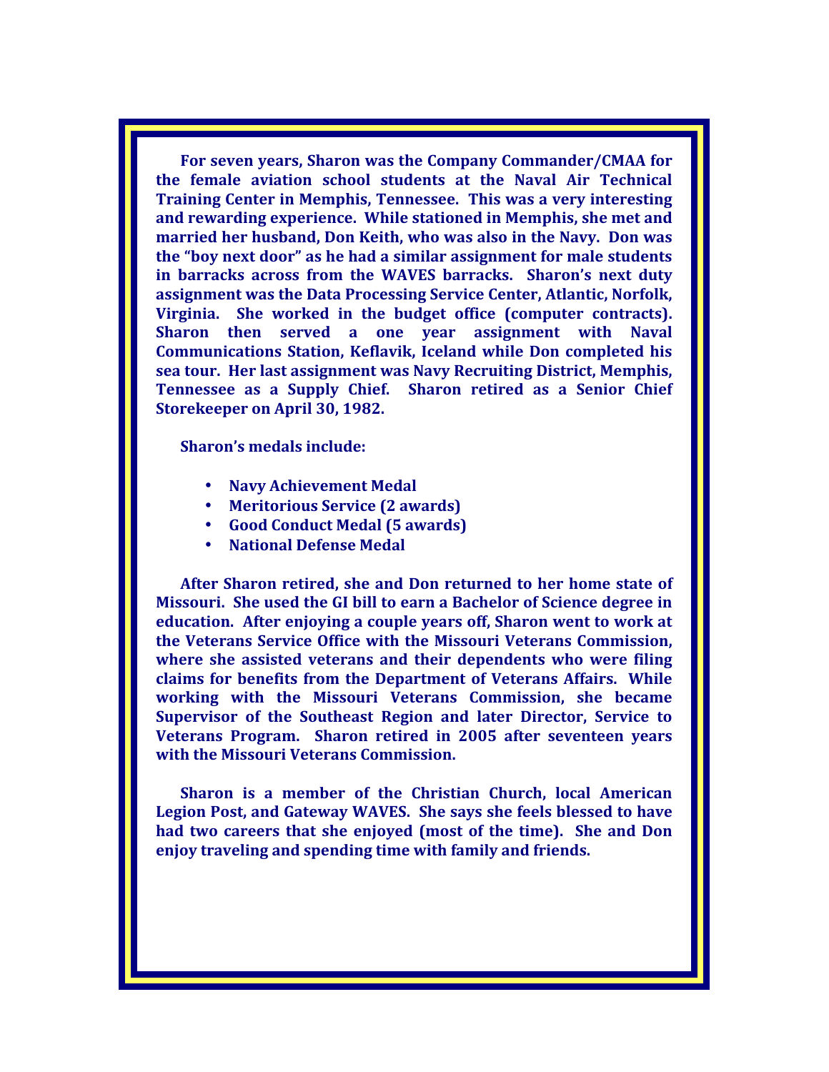For seven years, Sharon was the Company Commander/CMAA for the female aviation school students at the Naval Air Technical Training Center in Memphis, Tennessee. This was a very interesting and rewarding experience. While stationed in Memphis, she met and married her husband, Don Keith, who was also in the Navy. Don was the "boy next door" as he had a similar assignment for male students in barracks across from the WAVES barracks. Sharon's next duty assignment was the Data Processing Service Center, Atlantic, Norfolk, Virginia. She worked in the budget office (computer contracts). Sharon then served a one year assignment with Naval Communications Station, Keflavik, Iceland while Don completed his sea tour. Her last assignment was Navy Recruiting District, Memphis, Tennessee as a Supply Chief. Sharon retired as a Senior Chief Storekeeper on April 30, 1982.

Sharon's medals include:

- Navy Achievement Medal
- Meritorious Service (2 awards)
- Good Conduct Medal (5 awards)
- National Defense Medal

After Sharon retired, she and Don returned to her home state of Missouri. She used the GI bill to earn a Bachelor of Science degree in education. After enjoying a couple years off, Sharon went to work at the Veterans Service Office with the Missouri Veterans Commission, where she assisted veterans and their dependents who were filing claims for benefits from the Department of Veterans Affairs. While working with the Missouri Veterans Commission, she became Supervisor of the Southeast Region and later Director, Service to Veterans Program. Sharon retired in 2005 after seventeen years with the Missouri Veterans Commission.

Sharon is a member of the Christian Church, local American Legion Post, and Gateway WAVES. She says she feels blessed to have had two careers that she enjoyed (most of the time). She and Don enjoy traveling and spending time with family and friends.